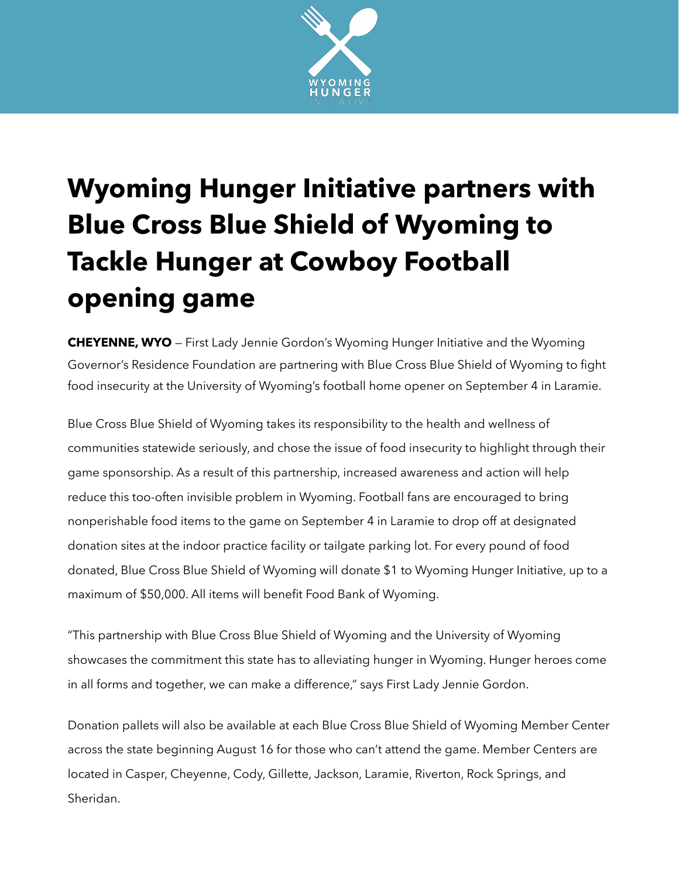# Wyoming Hunger Initiative partners with Blue Cross Blue Shield of Wyoming to Tackle Hunger at Cowboy Football opening game

**CHEYENNE, WYO** — First Lady Jennie Gordon's Wyoming Hunger Initiative and the Wyoming Governor's Residence Foundation are partnering with Blue Cross Blue Shield of Wyoming to fight food insecurity at the University of Wyoming's football home opener on September 4 in Laramie.

Blue Cross Blue Shield of Wyoming takes its responsibility to the health and wellness of communities statewide seriously, and chose the issue of food insecurity to highlight through their game sponsorship. As a result of this partnership, increased awareness and action will help reduce this too-often invisible problem in Wyoming. Football fans are encouraged to bring nonperishable food items to the game on September 4 in Laramie to drop off at designated donation sites at the indoor practice facility or tailgate parking lot. For every pound of food donated, Blue Cross Blue Shield of Wyoming will donate $1 to Wyoming Hunger Initiative, up to a maximum of $50,000. All items will benefit Food Bank of Wyoming.

"This partnership with Blue Cross Blue Shield of Wyoming and the University of Wyoming showcases the commitment this state has to alleviating hunger in Wyoming. Hunger heroes come in all forms and together, we can make a difference," says First Lady Jennie Gordon.

Donation pallets will also be available at each Blue Cross Blue Shield of Wyoming Member Center across the state beginning August 16 for those who can't attend the game. Member Centers are located in Casper, Cheyenne, Cody, Gillette, Jackson, Laramie, Riverton, Rock Springs, and Sheridan.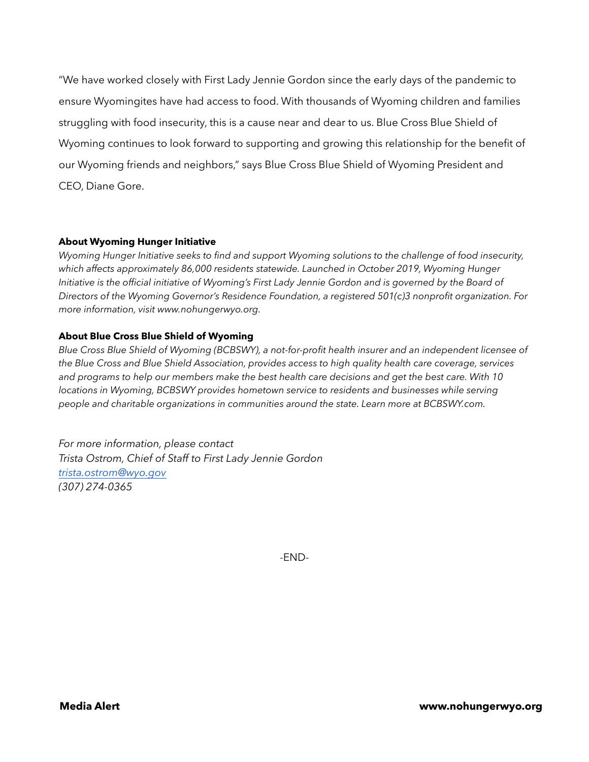"We have worked closely with First Lady Jennie Gordon since the early days of the pandemic to ensure Wyomingites have had access to food. With thousands of Wyoming children and families struggling with food insecurity, this is a cause near and dear to us. Blue Cross Blue Shield of Wyoming continues to look forward to supporting and growing this relationship for the benefit of our Wyoming friends and neighbors," says Blue Cross Blue Shield of Wyoming President and CEO, Diane Gore.

**About Wyoming Hunger Initiative**

*Wyoming Hunger Initiative seeks to find and support Wyoming solutions to the challenge of food insecurity, which affects approximately 86,000 residents statewide. Launched in October 2019, Wyoming Hunger Initiative is the official initiative of Wyoming's First Lady Jennie Gordon and is governed by the Board of Directors of the Wyoming Governor's Residence Foundation, a registered 501(c)3 nonprofit organization. For more information, visit www.nohungerwyo.org.*

**About Blue Cross Blue Shield of Wyoming**

*Blue Cross Blue Shield of Wyoming (BCBSWY), a not-for-profit health insurer and an independent licensee of the Blue Cross and Blue Shield Association, provides access to high quality health care coverage, services and programs to help our members make the best health care decisions and get the best care. With 10 locations in Wyoming, BCBSWY provides hometown service to residents and businesses while serving people and charitable organizations in communities around the state. Learn more at BCBSWY.com.*

*For more information, please contact*
*Trista Ostrom, Chief of Staff to First Lady Jennie Gordon*
*trista.ostrom@wyo.gov*
*(307) 274-0365*

-END-